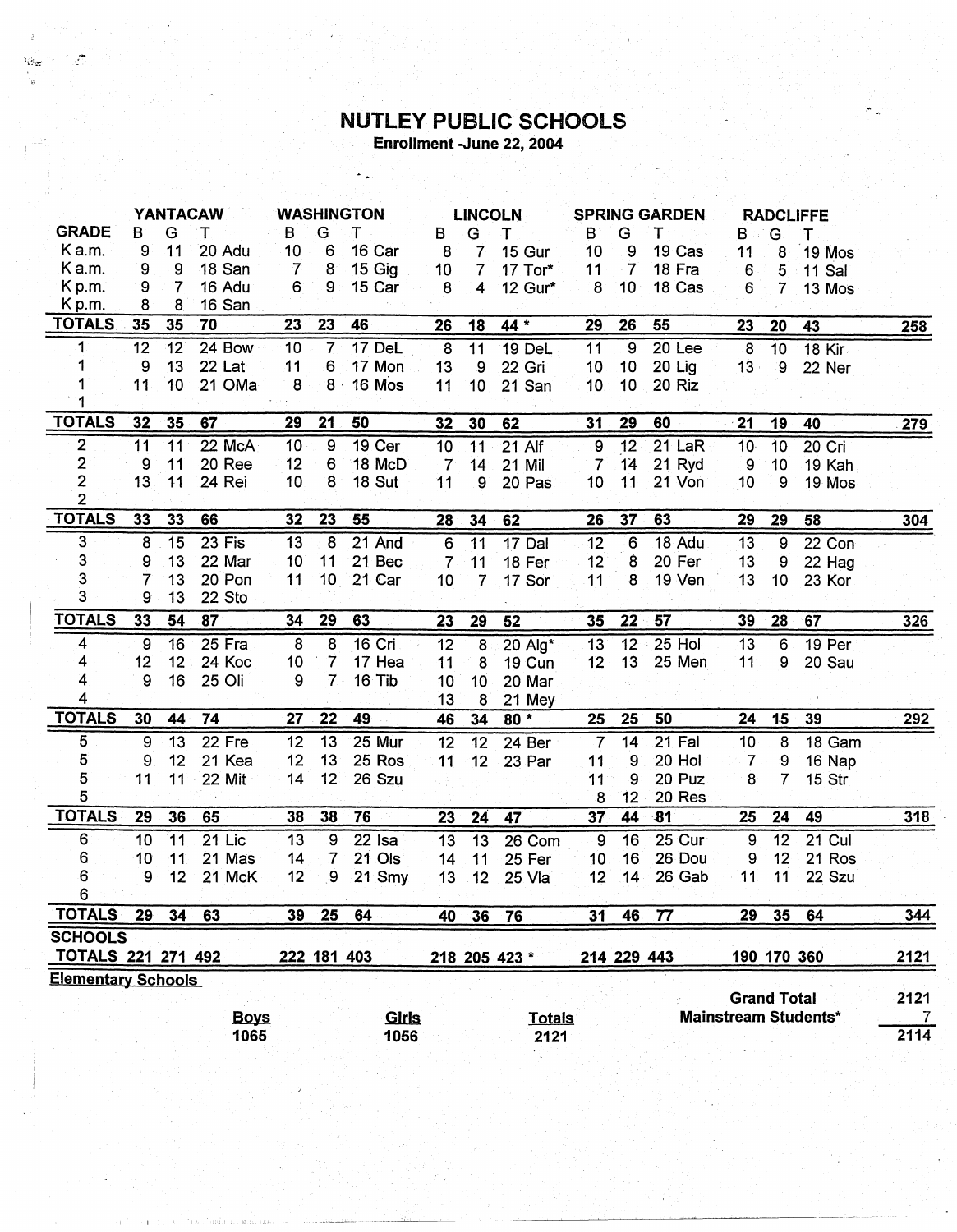# NUTLEY PUBLIC SCHOOLS

**Enrollment -June 22, 2004**

| | YANTACAW | | | WASHINGTON | | | LINCOLN | | | SPRING GARDEN | | | RADCLIFFE | | | |
|---|---|---|---|---|---|---|---|---|---|---|---|---|---|---|---|---|
| GRADE | B | G | T | B | G | T | B | G | T | B | G | T | B | G | T | |
| K a.m. | 9 | 11 | 20 Adu | 10 | 6 | 16 Car | 8 | 7 | 15 Gur | 10 | 9 | 19 Cas | 11 | 8 | 19 Mos | |
| K a.m. | 9 | 9 | 18 San | 7 | 8 | 15 Gig | 10 | 7 | 17 Tor* | 11 | 7 | 18 Fra | 6 | 5 | 11 Sal | |
| K p.m. | 9 | 7 | 16 Adu | 6 | 9 | 15 Car | 8 | 4 | 12 Gur* | 8 | 10 | 18 Cas | 6 | 7 | 13 Mos | |
| K p.m. | 8 | 8 | 16 San | | | | | | | | | | | | | |
| **TOTALS** | **35** | **35** | **70** | **23** | **23** | **46** | **26** | **18** | **44 *** | **29** | **26** | **55** | **23** | **20** | **43** | **258** |
| 1 | 12 | 12 | 24 Bow | 10 | 7 | 17 DeL | 8 | 11 | 19 DeL | 11 | 9 | 20 Lee | 8 | 10 | 18 Kir | |
| 1 | 9 | 13 | 22 Lat | 11 | 6 | 17 Mon | 13 | 9 | 22 Gri | 10 | 10 | 20 Lig | 13 | 9 | 22 Ner | |
| 1 | 11 | 10 | 21 OMa | 8 | 8 | 16 Mos | 11 | 10 | 21 San | 10 | 10 | 20 Riz | | | | |
| 1 | | | | | | | | | | | | | | | | |
| **TOTALS** | **32** | **35** | **67** | **29** | **21** | **50** | **32** | **30** | **62** | **31** | **29** | **60** | **21** | **19** | **40** | **279** |
| 2 | 11 | 11 | 22 McA | 10 | 9 | 19 Cer | 10 | 11 | 21 Alf | 9 | 12 | 21 LaR | 10 | 10 | 20 Cri | |
| 2 | 9 | 11 | 20 Ree | 12 | 6 | 18 McD | 7 | 14 | 21 Mil | 7 | 14 | 21 Ryd | 9 | 10 | 19 Kah | |
| 2 | 13 | 11 | 24 Rei | 10 | 8 | 18 Sut | 11 | 9 | 20 Pas | 10 | 11 | 21 Von | 10 | 9 | 19 Mos | |
| 2 | | | | | | | | | | | | | | | | |
| **TOTALS** | **33** | **33** | **66** | **32** | **23** | **55** | **28** | **34** | **62** | **26** | **37** | **63** | **29** | **29** | **58** | **304** |
| 3 | 8 | 15 | 23 Fis | 13 | 8 | 21 And | 6 | 11 | 17 Dal | 12 | 6 | 18 Adu | 13 | 9 | 22 Con | |
| 3 | 9 | 13 | 22 Mar | 10 | 11 | 21 Bec | 7 | 11 | 18 Fer | 12 | 8 | 20 Fer | 13 | 9 | 22 Hag | |
| 3 | 7 | 13 | 20 Pon | 11 | 10 | 21 Car | 10 | 7 | 17 Sor | 11 | 8 | 19 Ven | 13 | 10 | 23 Kor | |
| 3 | 9 | 13 | 22 Sto | | | | | | | | | | | | | |
| **TOTALS** | **33** | **54** | **87** | **34** | **29** | **63** | **23** | **29** | **52** | **35** | **22** | **57** | **39** | **28** | **67** | **326** |
| 4 | 9 | 16 | 25 Fra | 8 | 8 | 16 Cri | 12 | 8 | 20 Alg* | 13 | 12 | 25 Hol | 13 | 6 | 19 Per | |
| 4 | 12 | 12 | 24 Koc | 10 | 7 | 17 Hea | 11 | 8 | 19 Cun | 12 | 13 | 25 Men | 11 | 9 | 20 Sau | |
| 4 | 9 | 16 | 25 Oli | 9 | 7 | 16 Tib | 10 | 10 | 20 Mar | | | | | | | |
| 4 | | | | | | | 13 | 8 | 21 Mey | | | | | | | |
| **TOTALS** | **30** | **44** | **74** | **27** | **22** | **49** | **46** | **34** | **80 *** | **25** | **25** | **50** | **24** | **15** | **39** | **292** |
| 5 | 9 | 13 | 22 Fre | 12 | 13 | 25 Mur | 12 | 12 | 24 Ber | 7 | 14 | 21 Fal | 10 | 8 | 18 Gam | |
| 5 | 9 | 12 | 21 Kea | 12 | 13 | 25 Ros | 11 | 12 | 23 Par | 11 | 9 | 20 Hol | 7 | 9 | 16 Nap | |
| 5 | 11 | 11 | 22 Mit | 14 | 12 | 26 Szu | | | | 11 | 9 | 20 Puz | 8 | 7 | 15 Str | |
| 5 | | | | | | | | | | 8 | 12 | 20 Res | | | | |
| **TOTALS** | **29** | **36** | **65** | **38** | **38** | **76** | **23** | **24** | **47** | **37** | **44** | **81** | **25** | **24** | **49** | **318** |
| 6 | 10 | 11 | 21 Lic | 13 | 9 | 22 Isa | 13 | 13 | 26 Com | 9 | 16 | 25 Cur | 9 | 12 | 21 Cul | |
| 6 | 10 | 11 | 21 Mas | 14 | 7 | 21 Ols | 14 | 11 | 25 Fer | 10 | 16 | 26 Dou | 9 | 12 | 21 Ros | |
| 6 | 9 | 12 | 21 McK | 12 | 9 | 21 Smy | 13 | 12 | 25 Vla | 12 | 14 | 26 Gab | 11 | 11 | 22 Szu | |
| 6 | | | | | | | | | | | | | | | | |
| **TOTALS** | **29** | **34** | **63** | **39** | **25** | **64** | **40** | **36** | **76** | **31** | **46** | **77** | **29** | **35** | **64** | **344** |
| **SCHOOLS TOTALS** | **221** | **271** | **492** | **222** | **181** | **403** | **218** | **205** | **423 *** | **214** | **229** | **443** | **190** | **170** | **360** | **2121** |

**Elementary Schools**

| Boys | Girls | Totals |
|---|---|---|
| 1065 | 1056 | 2121 |

| | |
|---|---|
| **Grand Total** | **2121** |
| **Mainstream Students*** | **7** |
| | **2114** |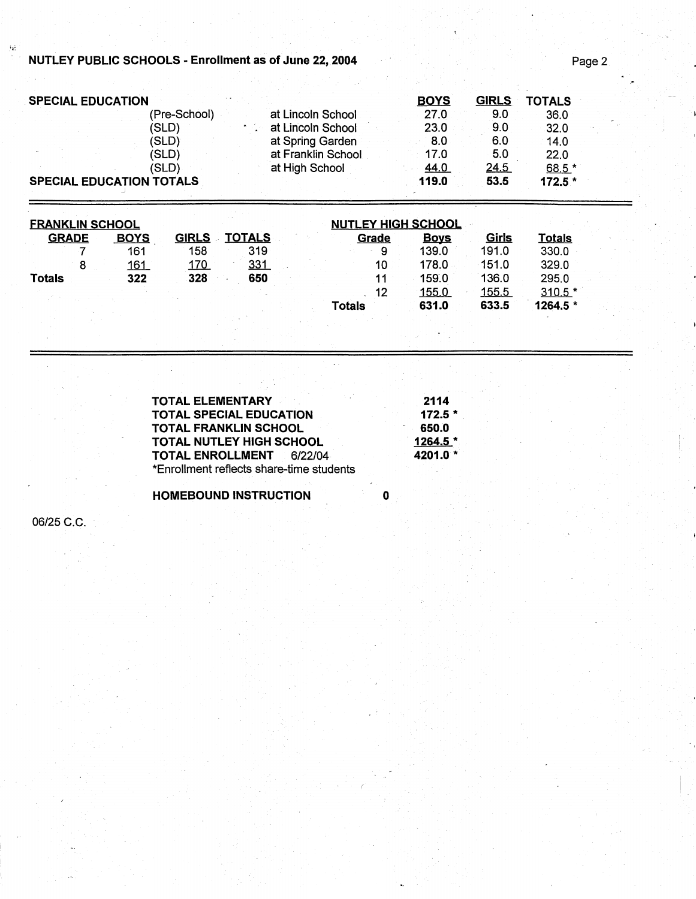## NUTLEY PUBLIC SCHOOLS - Enrollment as of June 22, 2004

| SPECIAL EDUCATION | | BOYS | GIRLS | TOTALS |
|---|---|---|---|---|
| (Pre-School) | at Lincoln School | 27.0 | 9.0 | 36.0 |
| (SLD) | at Lincoln School | 23.0 | 9.0 | 32.0 |
| (SLD) | at Spring Garden | 8.0 | 6.0 | 14.0 |
| (SLD) | at Franklin School | 17.0 | 5.0 | 22.0 |
| (SLD) | at High School | 44.0 | 24.5 | 68.5 * |
| **SPECIAL EDUCATION TOTALS** | | **119.0** | **53.5** | **172.5 *** |

**FRANKLIN SCHOOL**

| GRADE | BOYS | GIRLS | TOTALS |
|---|---|---|---|
| 7 | 161 | 158 | 319 |
| 8 | 161 | 170 | 331 |
| **Totals** | **322** | **328** | **650** |

**NUTLEY HIGH SCHOOL**

| Grade | Boys | Girls | Totals |
|---|---|---|---|
| 9 | 139.0 | 191.0 | 330.0 |
| 10 | 178.0 | 151.0 | 329.0 |
| 11 | 159.0 | 136.0 | 295.0 |
| 12 | 155.0 | 155.5 | 310.5 * |
| **Totals** | **631.0** | **633.5** | **1264.5 *** |

| | |
|---|---|
| **TOTAL ELEMENTARY** | **2114** |
| **TOTAL SPECIAL EDUCATION** | **172.5 *** |
| **TOTAL FRANKLIN SCHOOL** | **650.0** |
| **TOTAL NUTLEY HIGH SCHOOL** | **1264.5 *** |
| **TOTAL ENROLLMENT** 6/22/04 | **4201.0 *** |

*Enrollment reflects share-time students

**HOMEBOUND INSTRUCTION** 0

06/25 C.C.